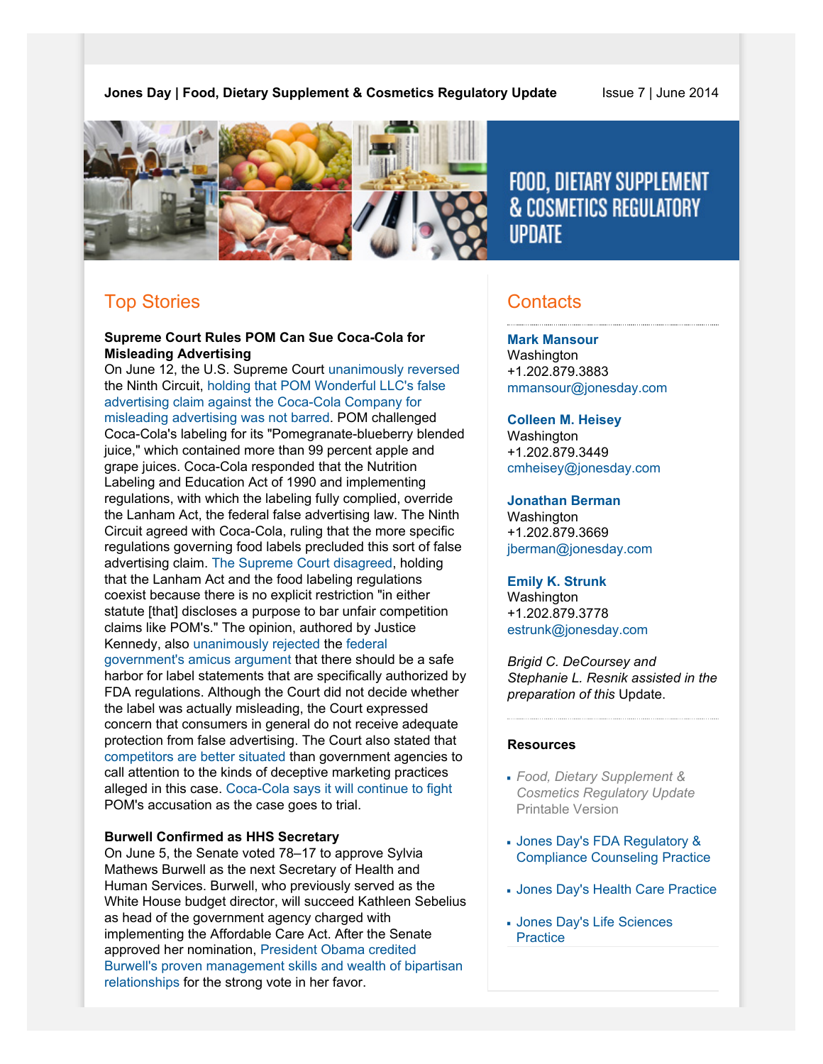**Jones Day | Food, Dietary Supplement & Cosmetics Regulatory Update** Issue 7 | June 2014

# FOOD, DIETARY SUPPLEMENT & COSMETICS REGULATORY UPDATE

## Top Stories

**Supreme Court Rules POM Can Sue Coca-Cola for Misleading Advertising**

On June 12, the U.S. Supreme Court unanimously reversed the Ninth Circuit, holding that POM Wonderful LLC's false advertising claim against the Coca-Cola Company for misleading advertising was not barred. POM challenged Coca-Cola's labeling for its "Pomegranate-blueberry blended juice," which contained more than 99 percent apple and grape juices. Coca-Cola responded that the Nutrition Labeling and Education Act of 1990 and implementing regulations, with which the labeling fully complied, override the Lanham Act, the federal false advertising law. The Ninth Circuit agreed with Coca-Cola, ruling that the more specific regulations governing food labels precluded this sort of false advertising claim. The Supreme Court disagreed, holding that the Lanham Act and the food labeling regulations coexist because there is no explicit restriction "in either statute [that] discloses a purpose to bar unfair competition claims like POM's." The opinion, authored by Justice Kennedy, also unanimously rejected the federal government's amicus argument that there should be a safe harbor for label statements that are specifically authorized by FDA regulations. Although the Court did not decide whether the label was actually misleading, the Court expressed concern that consumers in general do not receive adequate protection from false advertising. The Court also stated that competitors are better situated than government agencies to call attention to the kinds of deceptive marketing practices alleged in this case. Coca-Cola says it will continue to fight POM's accusation as the case goes to trial.

**Burwell Confirmed as HHS Secretary**

On June 5, the Senate voted 78–17 to approve Sylvia Mathews Burwell as the next Secretary of Health and Human Services. Burwell, who previously served as the White House budget director, will succeed Kathleen Sebelius as head of the government agency charged with implementing the Affordable Care Act. After the Senate approved her nomination, President Obama credited Burwell's proven management skills and wealth of bipartisan relationships for the strong vote in her favor.

## Contacts

**Mark Mansour**
Washington
+1.202.879.3883
mmansour@jonesday.com

**Colleen M. Heisey**
Washington
+1.202.879.3449
cmheisey@jonesday.com

**Jonathan Berman**
Washington
+1.202.879.3669
jberman@jonesday.com

**Emily K. Strunk**
Washington
+1.202.879.3778
estrunk@jonesday.com

*Brigid C. DeCoursey and Stephanie L. Resnik assisted in the preparation of this* Update.

### Resources

- *Food, Dietary Supplement & Cosmetics Regulatory Update* Printable Version
- Jones Day's FDA Regulatory & Compliance Counseling Practice
- Jones Day's Health Care Practice
- Jones Day's Life Sciences Practice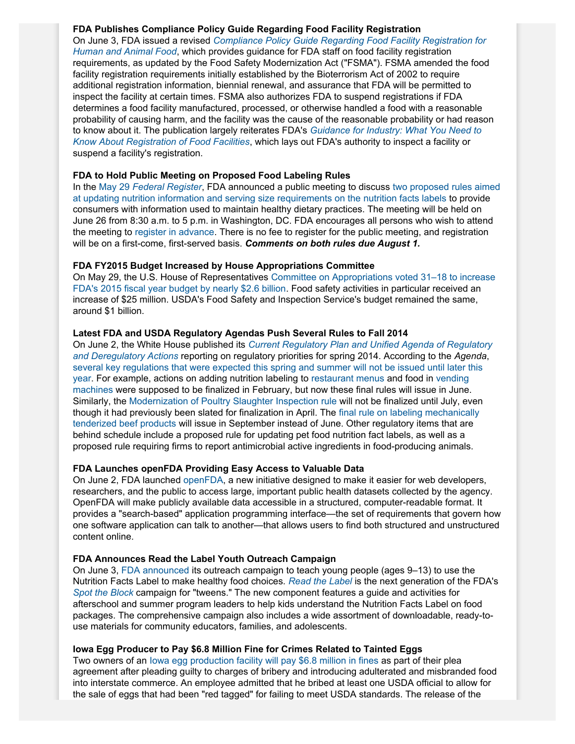**FDA Publishes Compliance Policy Guide Regarding Food Facility Registration**

On June 3, FDA issued a revised *Compliance Policy Guide Regarding Food Facility Registration for Human and Animal Food*, which provides guidance for FDA staff on food facility registration requirements, as updated by the Food Safety Modernization Act ("FSMA"). FSMA amended the food facility registration requirements initially established by the Bioterrorism Act of 2002 to require additional registration information, biennial renewal, and assurance that FDA will be permitted to inspect the facility at certain times. FSMA also authorizes FDA to suspend registrations if FDA determines a food facility manufactured, processed, or otherwise handled a food with a reasonable probability of causing harm, and the facility was the cause of the reasonable probability or had reason to know about it. The publication largely reiterates FDA's *Guidance for Industry: What You Need to Know About Registration of Food Facilities*, which lays out FDA's authority to inspect a facility or suspend a facility's registration.

**FDA to Hold Public Meeting on Proposed Food Labeling Rules**

In the May 29 *Federal Register*, FDA announced a public meeting to discuss two proposed rules aimed at updating nutrition information and serving size requirements on the nutrition facts labels to provide consumers with information used to maintain healthy dietary practices. The meeting will be held on June 26 from 8:30 a.m. to 5 p.m. in Washington, DC. FDA encourages all persons who wish to attend the meeting to register in advance. There is no fee to register for the public meeting, and registration will be on a first-come, first-served basis. ***Comments on both rules due August 1.***

**FDA FY2015 Budget Increased by House Appropriations Committee**

On May 29, the U.S. House of Representatives Committee on Appropriations voted 31–18 to increase FDA's 2015 fiscal year budget by nearly $2.6 billion. Food safety activities in particular received an increase of $25 million. USDA's Food Safety and Inspection Service's budget remained the same, around $1 billion.

**Latest FDA and USDA Regulatory Agendas Push Several Rules to Fall 2014**

On June 2, the White House published its *Current Regulatory Plan and Unified Agenda of Regulatory and Deregulatory Actions* reporting on regulatory priorities for spring 2014. According to the *Agenda*, several key regulations that were expected this spring and summer will not be issued until later this year. For example, actions on adding nutrition labeling to restaurant menus and food in vending machines were supposed to be finalized in February, but now these final rules will issue in June. Similarly, the Modernization of Poultry Slaughter Inspection rule will not be finalized until July, even though it had previously been slated for finalization in April. The final rule on labeling mechanically tenderized beef products will issue in September instead of June. Other regulatory items that are behind schedule include a proposed rule for updating pet food nutrition fact labels, as well as a proposed rule requiring firms to report antimicrobial active ingredients in food-producing animals.

**FDA Launches openFDA Providing Easy Access to Valuable Data**

On June 2, FDA launched openFDA, a new initiative designed to make it easier for web developers, researchers, and the public to access large, important public health datasets collected by the agency. OpenFDA will make publicly available data accessible in a structured, computer-readable format. It provides a "search-based" application programming interface—the set of requirements that govern how one software application can talk to another—that allows users to find both structured and unstructured content online.

**FDA Announces Read the Label Youth Outreach Campaign**

On June 3, FDA announced its outreach campaign to teach young people (ages 9–13) to use the Nutrition Facts Label to make healthy food choices. *Read the Label* is the next generation of the FDA's *Spot the Block* campaign for "tweens." The new component features a guide and activities for afterschool and summer program leaders to help kids understand the Nutrition Facts Label on food packages. The comprehensive campaign also includes a wide assortment of downloadable, ready-to-use materials for community educators, families, and adolescents.

**Iowa Egg Producer to Pay $6.8 Million Fine for Crimes Related to Tainted Eggs**

Two owners of an Iowa egg production facility will pay $6.8 million in fines as part of their plea agreement after pleading guilty to charges of bribery and introducing adulterated and misbranded food into interstate commerce. An employee admitted that he bribed at least one USDA official to allow for the sale of eggs that had been "red tagged" for failing to meet USDA standards. The release of the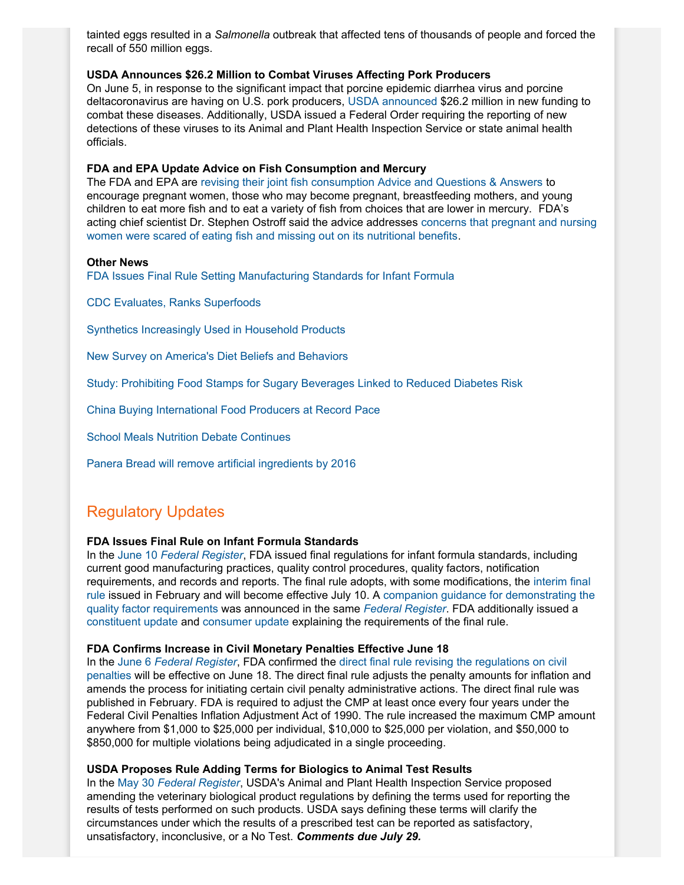tainted eggs resulted in a *Salmonella* outbreak that affected tens of thousands of people and forced the recall of 550 million eggs.

**USDA Announces $26.2 Million to Combat Viruses Affecting Pork Producers**
On June 5, in response to the significant impact that porcine epidemic diarrhea virus and porcine deltacoronavirus are having on U.S. pork producers, USDA announced $26.2 million in new funding to combat these diseases. Additionally, USDA issued a Federal Order requiring the reporting of new detections of these viruses to its Animal and Plant Health Inspection Service or state animal health officials.

**FDA and EPA Update Advice on Fish Consumption and Mercury**
The FDA and EPA are revising their joint fish consumption Advice and Questions & Answers to encourage pregnant women, those who may become pregnant, breastfeeding mothers, and young children to eat more fish and to eat a variety of fish from choices that are lower in mercury. FDA's acting chief scientist Dr. Stephen Ostroff said the advice addresses concerns that pregnant and nursing women were scared of eating fish and missing out on its nutritional benefits.

**Other News**

FDA Issues Final Rule Setting Manufacturing Standards for Infant Formula

CDC Evaluates, Ranks Superfoods

Synthetics Increasingly Used in Household Products

New Survey on America's Diet Beliefs and Behaviors

Study: Prohibiting Food Stamps for Sugary Beverages Linked to Reduced Diabetes Risk

China Buying International Food Producers at Record Pace

School Meals Nutrition Debate Continues

Panera Bread will remove artificial ingredients by 2016

## Regulatory Updates

**FDA Issues Final Rule on Infant Formula Standards**
In the June 10 *Federal Register*, FDA issued final regulations for infant formula standards, including current good manufacturing practices, quality control procedures, quality factors, notification requirements, and records and reports. The final rule adopts, with some modifications, the interim final rule issued in February and will become effective July 10. A companion guidance for demonstrating the quality factor requirements was announced in the same *Federal Register*. FDA additionally issued a constituent update and consumer update explaining the requirements of the final rule.

**FDA Confirms Increase in Civil Monetary Penalties Effective June 18**
In the June 6 *Federal Register*, FDA confirmed the direct final rule revising the regulations on civil penalties will be effective on June 18. The direct final rule adjusts the penalty amounts for inflation and amends the process for initiating certain civil penalty administrative actions. The direct final rule was published in February. FDA is required to adjust the CMP at least once every four years under the Federal Civil Penalties Inflation Adjustment Act of 1990. The rule increased the maximum CMP amount anywhere from $1,000 to $25,000 per individual, $10,000 to $25,000 per violation, and $50,000 to $850,000 for multiple violations being adjudicated in a single proceeding.

**USDA Proposes Rule Adding Terms for Biologics to Animal Test Results**
In the May 30 *Federal Register*, USDA's Animal and Plant Health Inspection Service proposed amending the veterinary biological product regulations by defining the terms used for reporting the results of tests performed on such products. USDA says defining these terms will clarify the circumstances under which the results of a prescribed test can be reported as satisfactory, unsatisfactory, inconclusive, or a No Test. ***Comments due July 29.***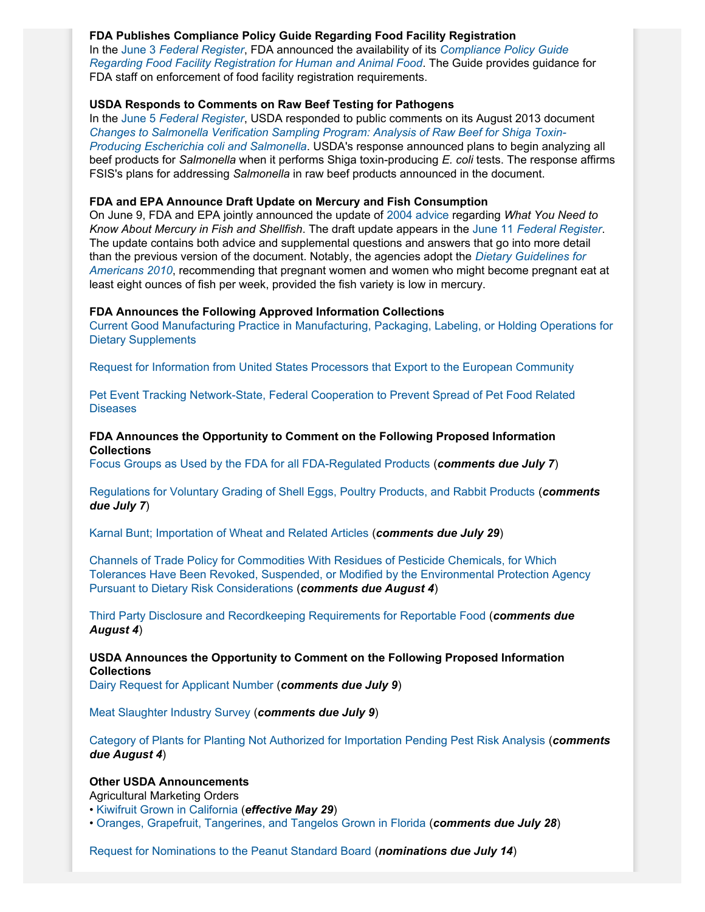**FDA Publishes Compliance Policy Guide Regarding Food Facility Registration**
In the June 3 *Federal Register*, FDA announced the availability of its *Compliance Policy Guide Regarding Food Facility Registration for Human and Animal Food*. The Guide provides guidance for FDA staff on enforcement of food facility registration requirements.

**USDA Responds to Comments on Raw Beef Testing for Pathogens**
In the June 5 *Federal Register*, USDA responded to public comments on its August 2013 document *Changes to Salmonella Verification Sampling Program: Analysis of Raw Beef for Shiga Toxin-Producing Escherichia coli and Salmonella*. USDA's response announced plans to begin analyzing all beef products for *Salmonella* when it performs Shiga toxin-producing *E. coli* tests. The response affirms FSIS's plans for addressing *Salmonella* in raw beef products announced in the document.

**FDA and EPA Announce Draft Update on Mercury and Fish Consumption**
On June 9, FDA and EPA jointly announced the update of 2004 advice regarding *What You Need to Know About Mercury in Fish and Shellfish*. The draft update appears in the June 11 *Federal Register*. The update contains both advice and supplemental questions and answers that go into more detail than the previous version of the document. Notably, the agencies adopt the *Dietary Guidelines for Americans 2010*, recommending that pregnant women and women who might become pregnant eat at least eight ounces of fish per week, provided the fish variety is low in mercury.

**FDA Announces the Following Approved Information Collections**
Current Good Manufacturing Practice in Manufacturing, Packaging, Labeling, or Holding Operations for Dietary Supplements

Request for Information from United States Processors that Export to the European Community

Pet Event Tracking Network-State, Federal Cooperation to Prevent Spread of Pet Food Related Diseases

**FDA Announces the Opportunity to Comment on the Following Proposed Information Collections**
Focus Groups as Used by the FDA for all FDA-Regulated Products (***comments due July 7***)

Regulations for Voluntary Grading of Shell Eggs, Poultry Products, and Rabbit Products (***comments due July 7***)

Karnal Bunt; Importation of Wheat and Related Articles (***comments due July 29***)

Channels of Trade Policy for Commodities With Residues of Pesticide Chemicals, for Which Tolerances Have Been Revoked, Suspended, or Modified by the Environmental Protection Agency Pursuant to Dietary Risk Considerations (***comments due August 4***)

Third Party Disclosure and Recordkeeping Requirements for Reportable Food (***comments due August 4***)

**USDA Announces the Opportunity to Comment on the Following Proposed Information Collections**
Dairy Request for Applicant Number (***comments due July 9***)

Meat Slaughter Industry Survey (***comments due July 9***)

Category of Plants for Planting Not Authorized for Importation Pending Pest Risk Analysis (***comments due August 4***)

**Other USDA Announcements**
Agricultural Marketing Orders
- Kiwifruit Grown in California (***effective May 29***)
- Oranges, Grapefruit, Tangerines, and Tangelos Grown in Florida (***comments due July 28***)

Request for Nominations to the Peanut Standard Board (***nominations due July 14***)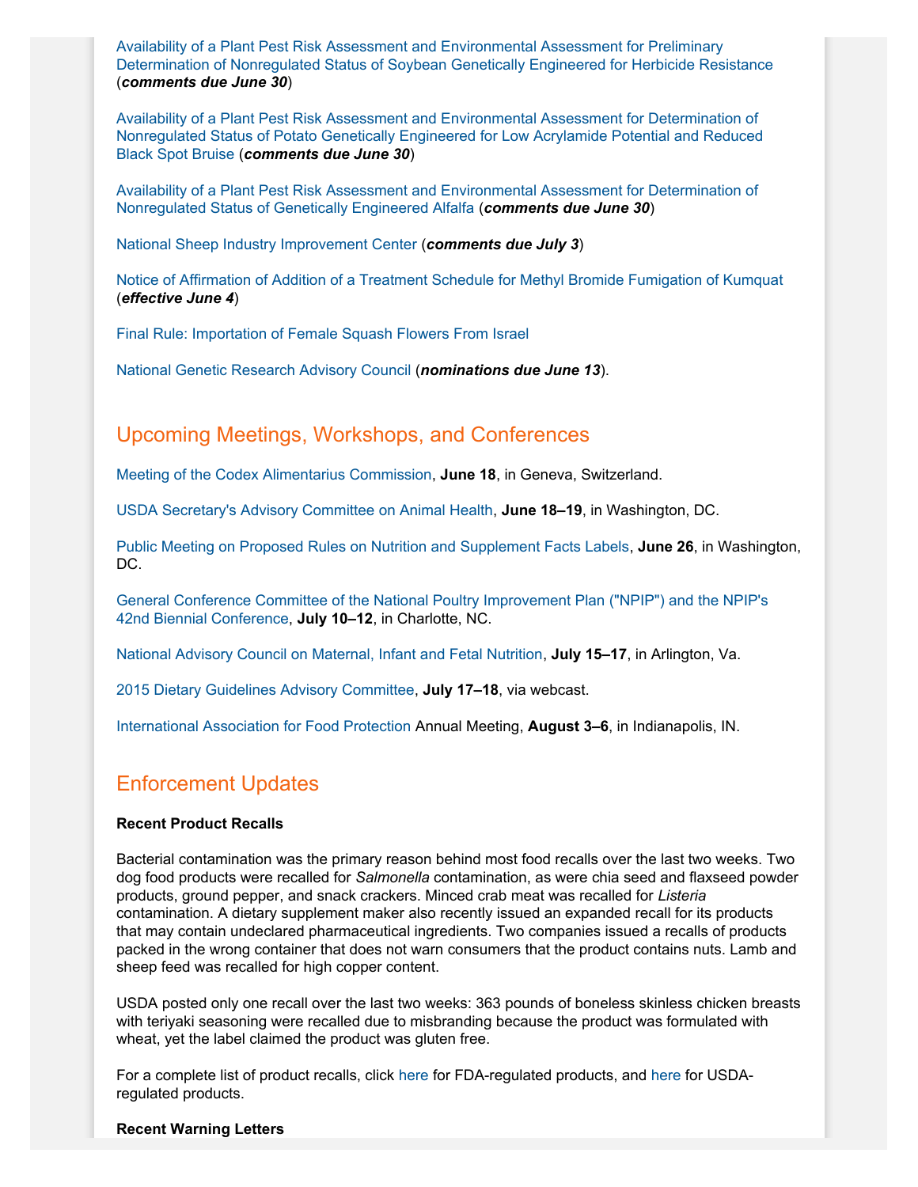Availability of a Plant Pest Risk Assessment and Environmental Assessment for Preliminary Determination of Nonregulated Status of Soybean Genetically Engineered for Herbicide Resistance (***comments due June 30***)

Availability of a Plant Pest Risk Assessment and Environmental Assessment for Determination of Nonregulated Status of Potato Genetically Engineered for Low Acrylamide Potential and Reduced Black Spot Bruise (***comments due June 30***)

Availability of a Plant Pest Risk Assessment and Environmental Assessment for Determination of Nonregulated Status of Genetically Engineered Alfalfa (***comments due June 30***)

National Sheep Industry Improvement Center (***comments due July 3***)

Notice of Affirmation of Addition of a Treatment Schedule for Methyl Bromide Fumigation of Kumquat (***effective June 4***)

Final Rule: Importation of Female Squash Flowers From Israel

National Genetic Research Advisory Council (***nominations due June 13***).

## Upcoming Meetings, Workshops, and Conferences

Meeting of the Codex Alimentarius Commission, **June 18**, in Geneva, Switzerland.

USDA Secretary's Advisory Committee on Animal Health, **June 18–19**, in Washington, DC.

Public Meeting on Proposed Rules on Nutrition and Supplement Facts Labels, **June 26**, in Washington, DC.

General Conference Committee of the National Poultry Improvement Plan ("NPIP") and the NPIP's 42nd Biennial Conference, **July 10–12**, in Charlotte, NC.

National Advisory Council on Maternal, Infant and Fetal Nutrition, **July 15–17**, in Arlington, Va.

2015 Dietary Guidelines Advisory Committee, **July 17–18**, via webcast.

International Association for Food Protection Annual Meeting, **August 3–6**, in Indianapolis, IN.

## Enforcement Updates

**Recent Product Recalls**

Bacterial contamination was the primary reason behind most food recalls over the last two weeks. Two dog food products were recalled for *Salmonella* contamination, as were chia seed and flaxseed powder products, ground pepper, and snack crackers. Minced crab meat was recalled for *Listeria* contamination. A dietary supplement maker also recently issued an expanded recall for its products that may contain undeclared pharmaceutical ingredients. Two companies issued a recalls of products packed in the wrong container that does not warn consumers that the product contains nuts. Lamb and sheep feed was recalled for high copper content.

USDA posted only one recall over the last two weeks: 363 pounds of boneless skinless chicken breasts with teriyaki seasoning were recalled due to misbranding because the product was formulated with wheat, yet the label claimed the product was gluten free.

For a complete list of product recalls, click here for FDA-regulated products, and here for USDA-regulated products.

**Recent Warning Letters**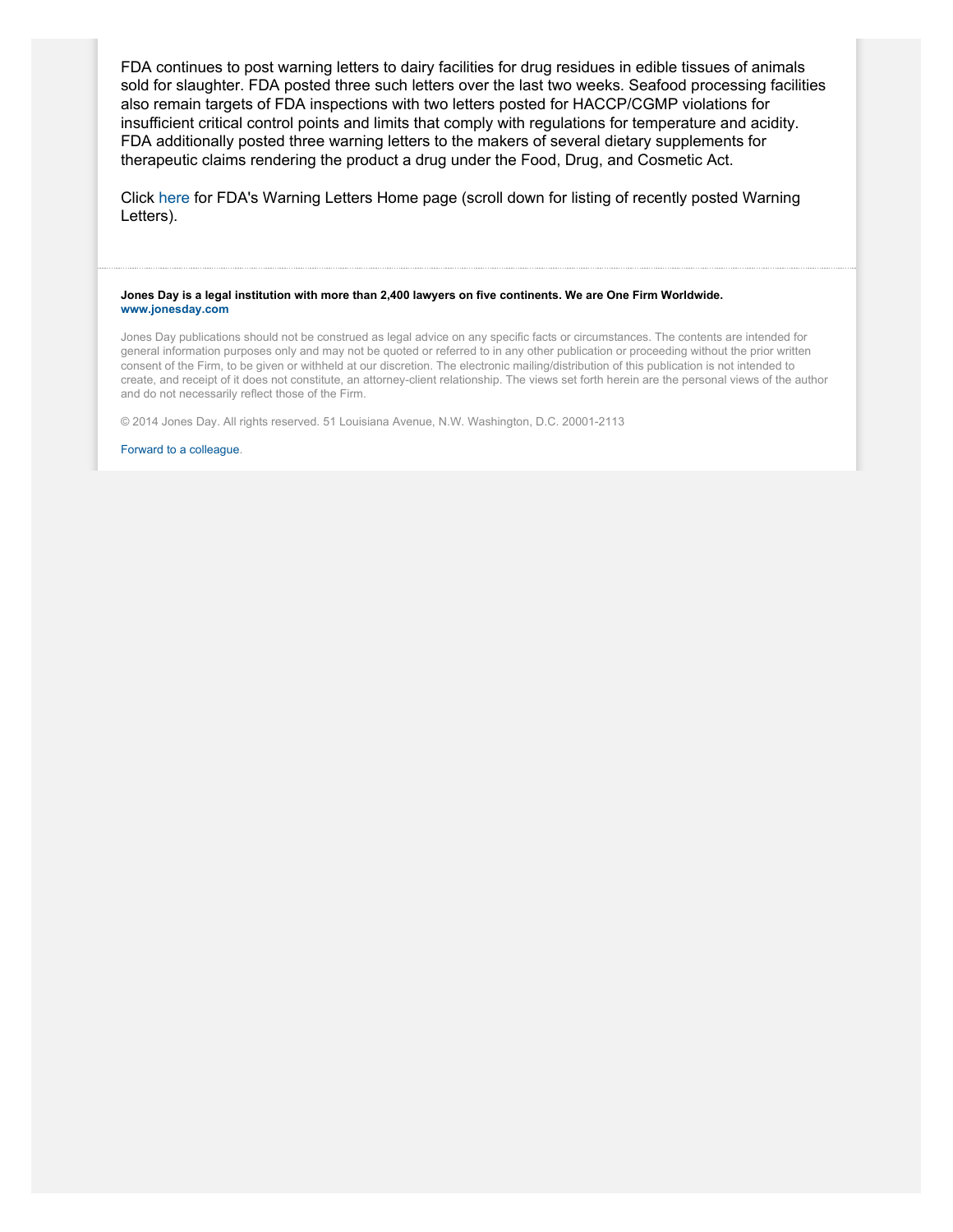FDA continues to post warning letters to dairy facilities for drug residues in edible tissues of animals sold for slaughter. FDA posted three such letters over the last two weeks. Seafood processing facilities also remain targets of FDA inspections with two letters posted for HACCP/CGMP violations for insufficient critical control points and limits that comply with regulations for temperature and acidity. FDA additionally posted three warning letters to the makers of several dietary supplements for therapeutic claims rendering the product a drug under the Food, Drug, and Cosmetic Act.

Click here for FDA's Warning Letters Home page (scroll down for listing of recently posted Warning Letters).

---

**Jones Day is a legal institution with more than 2,400 lawyers on five continents. We are One Firm Worldwide.**
**www.jonesday.com**

Jones Day publications should not be construed as legal advice on any specific facts or circumstances. The contents are intended for general information purposes only and may not be quoted or referred to in any other publication or proceeding without the prior written consent of the Firm, to be given or withheld at our discretion. The electronic mailing/distribution of this publication is not intended to create, and receipt of it does not constitute, an attorney-client relationship. The views set forth herein are the personal views of the author and do not necessarily reflect those of the Firm.

© 2014 Jones Day. All rights reserved. 51 Louisiana Avenue, N.W. Washington, D.C. 20001-2113

Forward to a colleague.